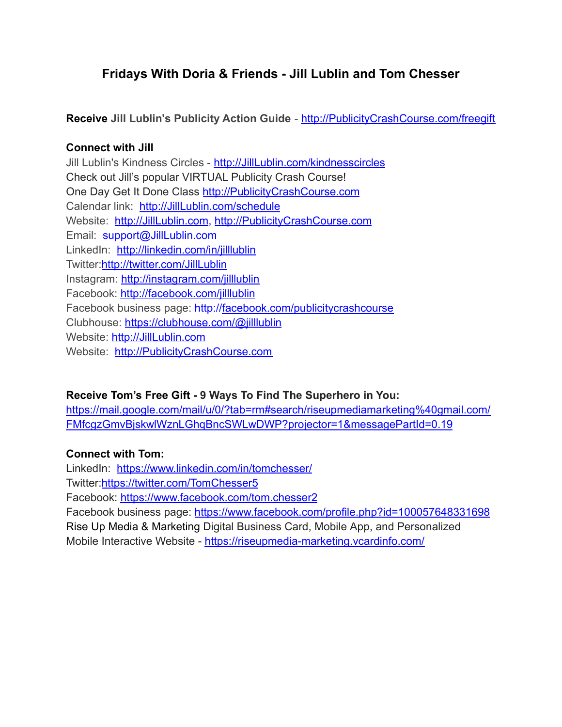# Fridays With Doria & Friends - Jill Lublin and Tom Chesser

**Receive Jill Lublin's Publicity Action Guide** - http://PublicityCrashCourse.com/freegift

**Connect with Jill**

Jill Lublin's Kindness Circles - http://JillLublin.com/kindnesscircles
Check out Jill's popular VIRTUAL Publicity Crash Course!
One Day Get It Done Class http://PublicityCrashCourse.com
Calendar link: http://JillLublin.com/schedule
Website: http://JillLublin.com, http://PublicityCrashCourse.com
Email: support@JillLublin.com
LinkedIn: http://linkedin.com/in/jilllublin
Twitter:http://twitter.com/JillLublin
Instagram: http://instagram.com/jilllublin
Facebook: http://facebook.com/jilllublin
Facebook business page: http://facebook.com/publicitycrashcourse
Clubhouse: https://clubhouse.com/@jilllublin
Website: http://JillLublin.com
Website: http://PublicityCrashCourse.com

**Receive Tom's Free Gift - 9 Ways To Find The Superhero in You:**
https://mail.google.com/mail/u/0/?tab=rm#search/riseupmediamarketing%40gmail.com/FMfcgzGmvBjskwlWznLGhqBncSWLwDWP?projector=1&messagePartId=0.19

**Connect with Tom:**

LinkedIn: https://www.linkedin.com/in/tomchesser/
Twitter:https://twitter.com/TomChesser5
Facebook: https://www.facebook.com/tom.chesser2
Facebook business page: https://www.facebook.com/profile.php?id=100057648331698
Rise Up Media & Marketing Digital Business Card, Mobile App, and Personalized Mobile Interactive Website - https://riseupmedia-marketing.vcardinfo.com/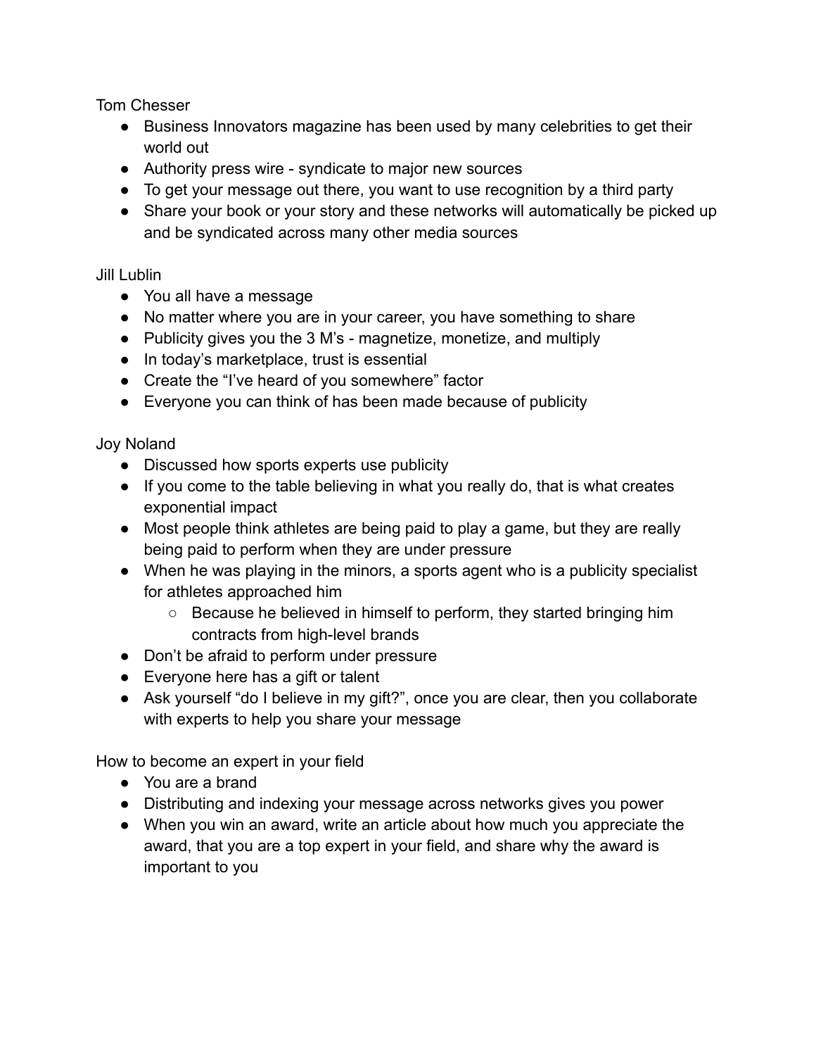Tom Chesser

- Business Innovators magazine has been used by many celebrities to get their world out
- Authority press wire - syndicate to major new sources
- To get your message out there, you want to use recognition by a third party
- Share your book or your story and these networks will automatically be picked up and be syndicated across many other media sources

Jill Lublin

- You all have a message
- No matter where you are in your career, you have something to share
- Publicity gives you the 3 M's - magnetize, monetize, and multiply
- In today's marketplace, trust is essential
- Create the "I've heard of you somewhere" factor
- Everyone you can think of has been made because of publicity

Joy Noland

- Discussed how sports experts use publicity
- If you come to the table believing in what you really do, that is what creates exponential impact
- Most people think athletes are being paid to play a game, but they are really being paid to perform when they are under pressure
- When he was playing in the minors, a sports agent who is a publicity specialist for athletes approached him
    - Because he believed in himself to perform, they started bringing him contracts from high-level brands
- Don't be afraid to perform under pressure
- Everyone here has a gift or talent
- Ask yourself "do I believe in my gift?", once you are clear, then you collaborate with experts to help you share your message

How to become an expert in your field

- You are a brand
- Distributing and indexing your message across networks gives you power
- When you win an award, write an article about how much you appreciate the award, that you are a top expert in your field, and share why the award is important to you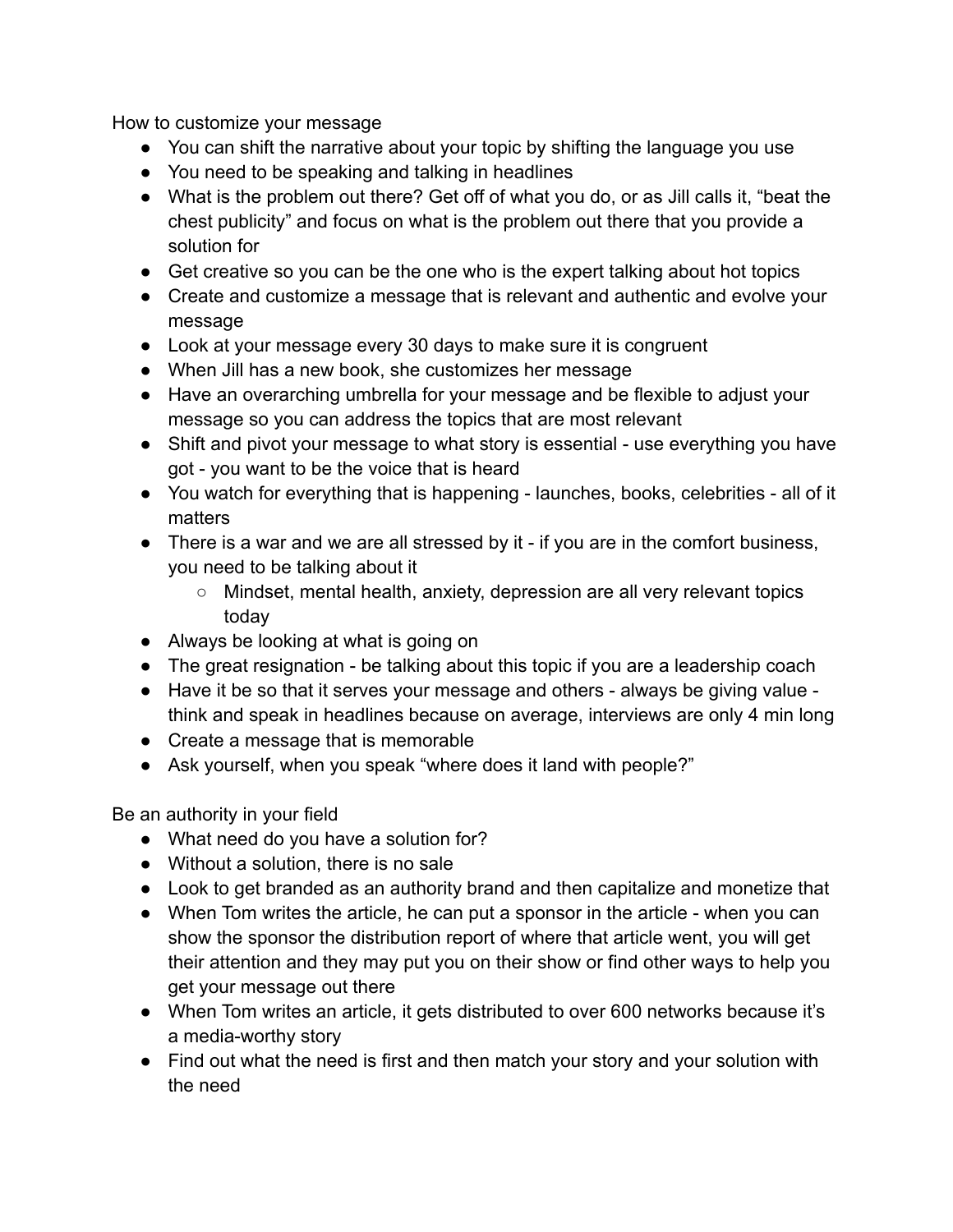How to customize your message

- You can shift the narrative about your topic by shifting the language you use
- You need to be speaking and talking in headlines
- What is the problem out there? Get off of what you do, or as Jill calls it, "beat the chest publicity" and focus on what is the problem out there that you provide a solution for
- Get creative so you can be the one who is the expert talking about hot topics
- Create and customize a message that is relevant and authentic and evolve your message
- Look at your message every 30 days to make sure it is congruent
- When Jill has a new book, she customizes her message
- Have an overarching umbrella for your message and be flexible to adjust your message so you can address the topics that are most relevant
- Shift and pivot your message to what story is essential - use everything you have got - you want to be the voice that is heard
- You watch for everything that is happening - launches, books, celebrities - all of it matters
- There is a war and we are all stressed by it - if you are in the comfort business, you need to be talking about it
  - Mindset, mental health, anxiety, depression are all very relevant topics today
- Always be looking at what is going on
- The great resignation - be talking about this topic if you are a leadership coach
- Have it be so that it serves your message and others - always be giving value - think and speak in headlines because on average, interviews are only 4 min long
- Create a message that is memorable
- Ask yourself, when you speak "where does it land with people?"

Be an authority in your field

- What need do you have a solution for?
- Without a solution, there is no sale
- Look to get branded as an authority brand and then capitalize and monetize that
- When Tom writes the article, he can put a sponsor in the article - when you can show the sponsor the distribution report of where that article went, you will get their attention and they may put you on their show or find other ways to help you get your message out there
- When Tom writes an article, it gets distributed to over 600 networks because it's a media-worthy story
- Find out what the need is first and then match your story and your solution with the need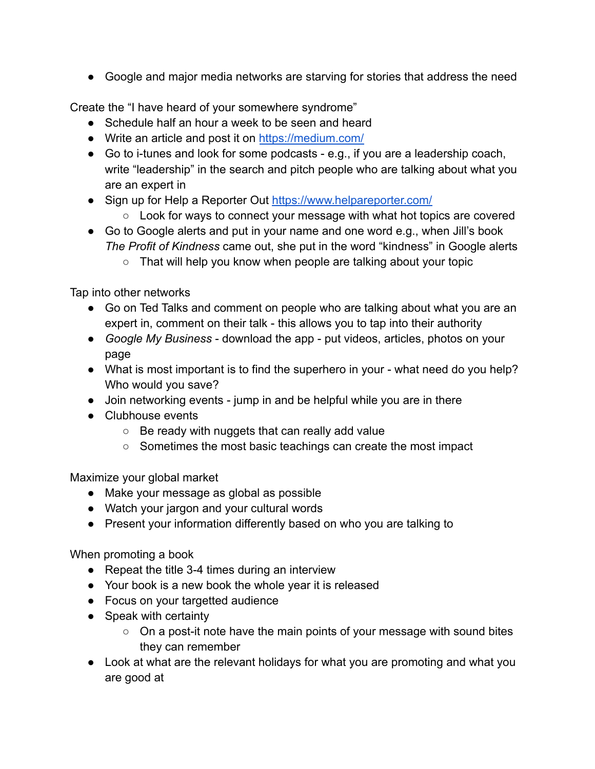- Google and major media networks are starving for stories that address the need

Create the "I have heard of your somewhere syndrome"

- Schedule half an hour a week to be seen and heard
- Write an article and post it on [https://medium.com/](https://medium.com/)
- Go to i-tunes and look for some podcasts - e.g., if you are a leadership coach, write "leadership" in the search and pitch people who are talking about what you are an expert in
- Sign up for Help a Reporter Out [https://www.helpareporter.com/](https://www.helpareporter.com/)
  - Look for ways to connect your message with what hot topics are covered
- Go to Google alerts and put in your name and one word e.g., when Jill's book *The Profit of Kindness* came out, she put in the word "kindness" in Google alerts
  - That will help you know when people are talking about your topic

Tap into other networks

- Go on Ted Talks and comment on people who are talking about what you are an expert in, comment on their talk - this allows you to tap into their authority
- *Google My Business* - download the app - put videos, articles, photos on your page
- What is most important is to find the superhero in your - what need do you help? Who would you save?
- Join networking events - jump in and be helpful while you are in there
- Clubhouse events
  - Be ready with nuggets that can really add value
  - Sometimes the most basic teachings can create the most impact

Maximize your global market

- Make your message as global as possible
- Watch your jargon and your cultural words
- Present your information differently based on who you are talking to

When promoting a book

- Repeat the title 3-4 times during an interview
- Your book is a new book the whole year it is released
- Focus on your targetted audience
- Speak with certainty
  - On a post-it note have the main points of your message with sound bites they can remember
- Look at what are the relevant holidays for what you are promoting and what you are good at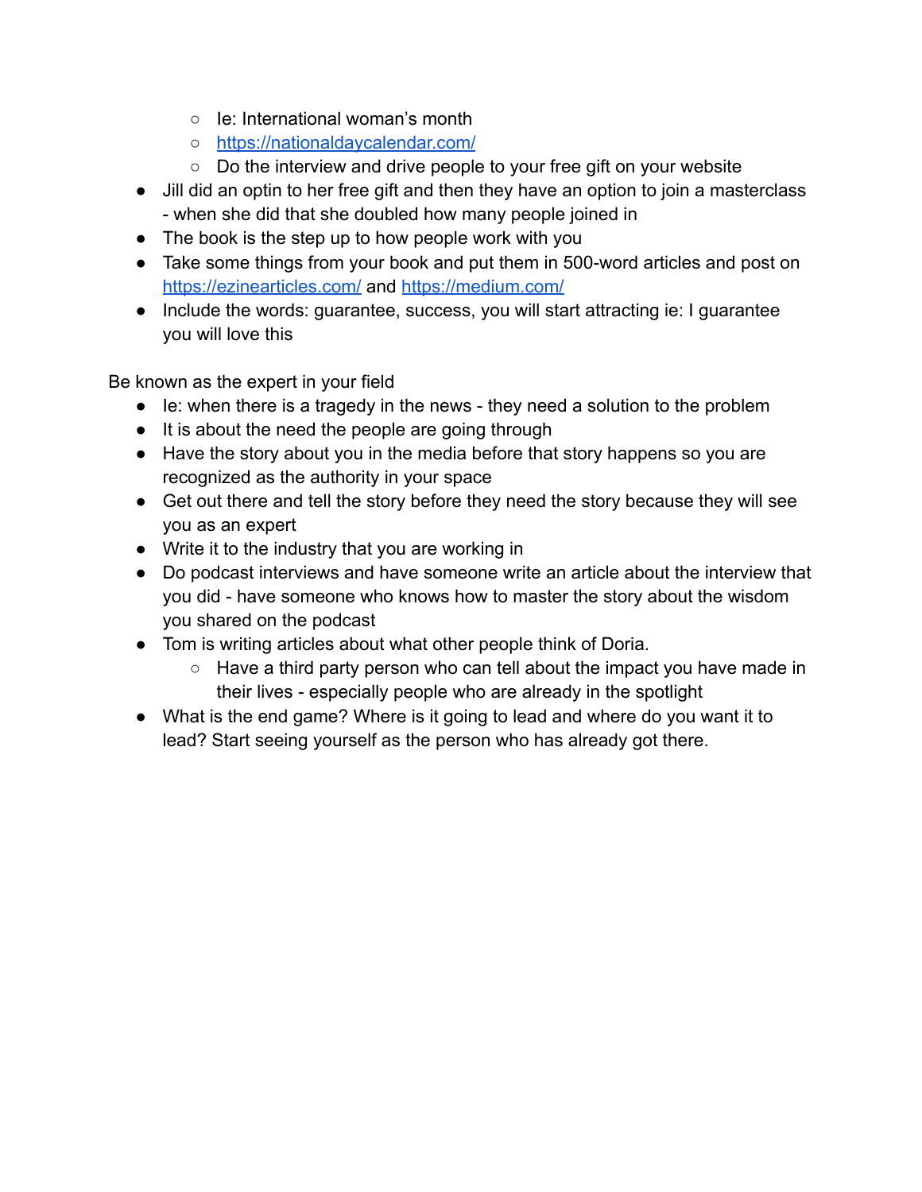- Ie: International woman's month
    - [https://nationaldaycalendar.com/](https://nationaldaycalendar.com/)
    - Do the interview and drive people to your free gift on your website
- Jill did an optin to her free gift and then they have an option to join a masterclass - when she did that she doubled how many people joined in
- The book is the step up to how people work with you
- Take some things from your book and put them in 500-word articles and post on [https://ezinearticles.com/](https://ezinearticles.com/) and [https://medium.com/](https://medium.com/)
- Include the words: guarantee, success, you will start attracting ie: I guarantee you will love this

Be known as the expert in your field

- Ie: when there is a tragedy in the news - they need a solution to the problem
- It is about the need the people are going through
- Have the story about you in the media before that story happens so you are recognized as the authority in your space
- Get out there and tell the story before they need the story because they will see you as an expert
- Write it to the industry that you are working in
- Do podcast interviews and have someone write an article about the interview that you did - have someone who knows how to master the story about the wisdom you shared on the podcast
- Tom is writing articles about what other people think of Doria.
    - Have a third party person who can tell about the impact you have made in their lives - especially people who are already in the spotlight
- What is the end game? Where is it going to lead and where do you want it to lead? Start seeing yourself as the person who has already got there.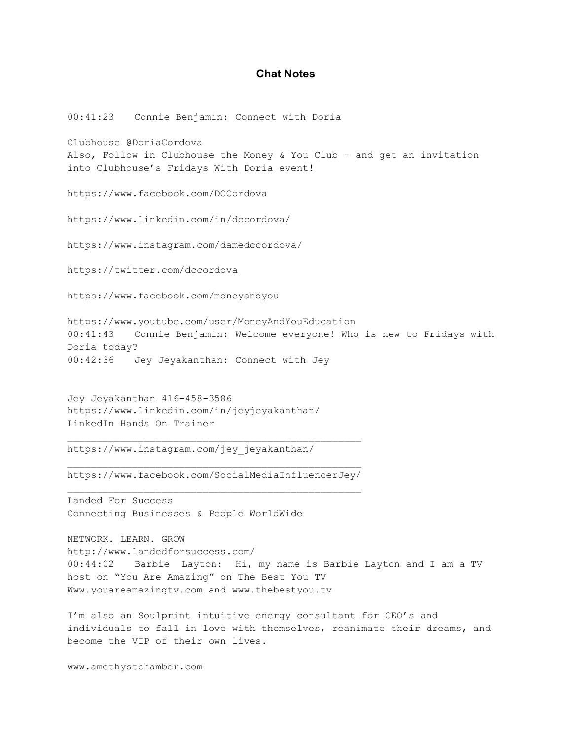# Chat Notes

00:41:23 Connie Benjamin: Connect with Doria

Clubhouse @DoriaCordova
Also, Follow in Clubhouse the Money & You Club - and get an invitation into Clubhouse's Fridays With Doria event!

https://www.facebook.com/DCCordova

https://www.linkedin.com/in/dccordova/

https://www.instagram.com/damedccordova/

https://twitter.com/dccordova

https://www.facebook.com/moneyandyou

https://www.youtube.com/user/MoneyAndYouEducation
00:41:43 Connie Benjamin: Welcome everyone! Who is new to Fridays with Doria today?
00:42:36 Jey Jeyakanthan: Connect with Jey

Jey Jeyakanthan 416-458-3586
https://www.linkedin.com/in/jeyjeyakanthan/
LinkedIn Hands On Trainer

---

https://www.instagram.com/jey_jeyakanthan/

---

https://www.facebook.com/SocialMediaInfluencerJey/

---

Landed For Success
Connecting Businesses & People WorldWide

NETWORK. LEARN. GROW
http://www.landedforsuccess.com/
00:44:02 Barbie Layton: Hi, my name is Barbie Layton and I am a TV host on "You Are Amazing" on The Best You TV
Www.youareamazingtv.com and www.thebestyou.tv

I'm also an Soulprint intuitive energy consultant for CEO's and individuals to fall in love with themselves, reanimate their dreams, and become the VIP of their own lives.

www.amethystchamber.com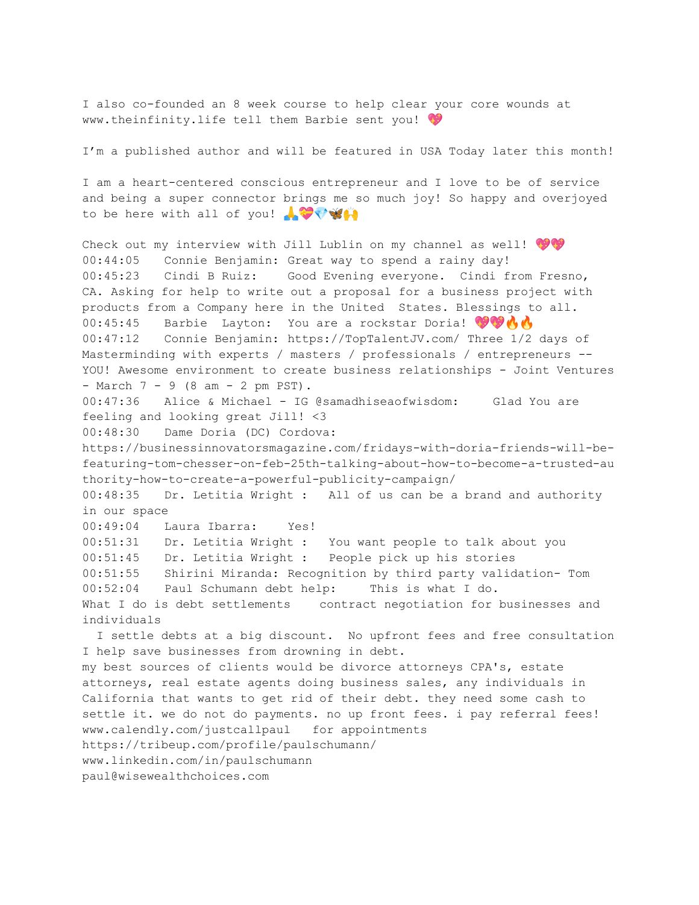I also co-founded an 8 week course to help clear your core wounds at www.theinfinity.life tell them Barbie sent you! 💖

I'm a published author and will be featured in USA Today later this month!

I am a heart-centered conscious entrepreneur and I love to be of service and being a super connector brings me so much joy! So happy and overjoyed to be here with all of you! 🙏💝💎🦋🙌

Check out my interview with Jill Lublin on my channel as well! 💖💖
00:44:05 Connie Benjamin: Great way to spend a rainy day!
00:45:23 Cindi B Ruiz: Good Evening everyone. Cindi from Fresno, CA. Asking for help to write out a proposal for a business project with products from a Company here in the United States. Blessings to all.
00:45:45 Barbie Layton: You are a rockstar Doria! 💖💖🔥🔥
00:47:12 Connie Benjamin: https://TopTalentJV.com/ Three 1/2 days of Masterminding with experts / masters / professionals / entrepreneurs -- YOU! Awesome environment to create business relationships - Joint Ventures - March 7 - 9 (8 am - 2 pm PST).
00:47:36 Alice & Michael - IG @samadhiseaofwisdom: Glad You are feeling and looking great Jill! <3
00:48:30 Dame Doria (DC) Cordova: https://businessinnovatorsmagazine.com/fridays-with-doria-friends-will-be-featuring-tom-chesser-on-feb-25th-talking-about-how-to-become-a-trusted-authority-how-to-create-a-powerful-publicity-campaign/
00:48:35 Dr. Letitia Wright : All of us can be a brand and authority in our space
00:49:04 Laura Ibarra: Yes!
00:51:31 Dr. Letitia Wright : You want people to talk about you
00:51:45 Dr. Letitia Wright : People pick up his stories
00:51:55 Shirini Miranda: Recognition by third party validation- Tom
00:52:04 Paul Schumann debt help: This is what I do.
What I do is debt settlements contract negotiation for businesses and individuals
I settle debts at a big discount. No upfront fees and free consultation
I help save businesses from drowning in debt.
my best sources of clients would be divorce attorneys CPA's, estate attorneys, real estate agents doing business sales, any individuals in California that wants to get rid of their debt. they need some cash to settle it. we do not do payments. no up front fees. i pay referral fees!
www.calendly.com/justcallpaul for appointments
https://tribeup.com/profile/paulschumann/
www.linkedin.com/in/paulschumann
paul@wisewealthchoices.com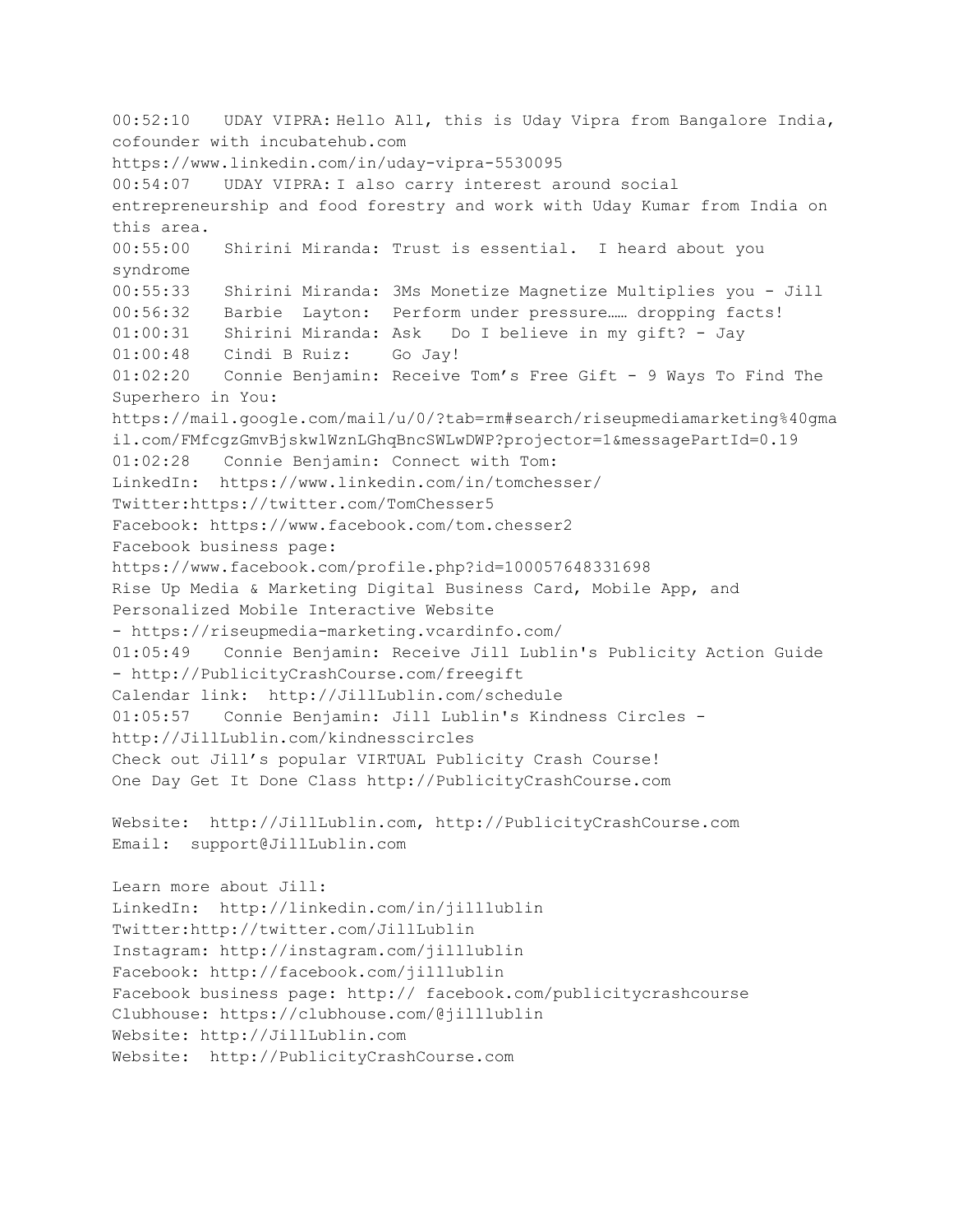00:52:10 UDAY VIPRA: Hello All, this is Uday Vipra from Bangalore India, cofounder with incubatehub.com
https://www.linkedin.com/in/uday-vipra-5530095
00:54:07 UDAY VIPRA: I also carry interest around social entrepreneurship and food forestry and work with Uday Kumar from India on this area.
00:55:00 Shirini Miranda: Trust is essential. I heard about you syndrome
00:55:33 Shirini Miranda: 3Ms Monetize Magnetize Multiplies you - Jill
00:56:32 Barbie Layton: Perform under pressure…… dropping facts!
01:00:31 Shirini Miranda: Ask Do I believe in my gift? - Jay
01:00:48 Cindi B Ruiz: Go Jay!
01:02:20 Connie Benjamin: Receive Tom's Free Gift - 9 Ways To Find The Superhero in You:
https://mail.google.com/mail/u/0/?tab=rm#search/riseupmediamarketing%40gmail.com/FMfcgzGmvBjskwlWznLGhqBncSWLwDWP?projector=1&messagePartId=0.19
01:02:28 Connie Benjamin: Connect with Tom:
LinkedIn: https://www.linkedin.com/in/tomchesser/
Twitter:https://twitter.com/TomChesser5
Facebook: https://www.facebook.com/tom.chesser2
Facebook business page:
https://www.facebook.com/profile.php?id=100057648331698
Rise Up Media & Marketing Digital Business Card, Mobile App, and Personalized Mobile Interactive Website
- https://riseupmedia-marketing.vcardinfo.com/
01:05:49 Connie Benjamin: Receive Jill Lublin's Publicity Action Guide
- http://PublicityCrashCourse.com/freegift
Calendar link: http://JillLublin.com/schedule
01:05:57 Connie Benjamin: Jill Lublin's Kindness Circles -
http://JillLublin.com/kindnesscircles
Check out Jill's popular VIRTUAL Publicity Crash Course!
One Day Get It Done Class http://PublicityCrashCourse.com

Website: http://JillLublin.com, http://PublicityCrashCourse.com
Email: support@JillLublin.com

Learn more about Jill:
LinkedIn: http://linkedin.com/in/jilllublin
Twitter:http://twitter.com/JillLublin
Instagram: http://instagram.com/jilllublin
Facebook: http://facebook.com/jilllublin
Facebook business page: http:// facebook.com/publicitycrashcourse
Clubhouse: https://clubhouse.com/@jilllublin
Website: http://JillLublin.com
Website: http://PublicityCrashCourse.com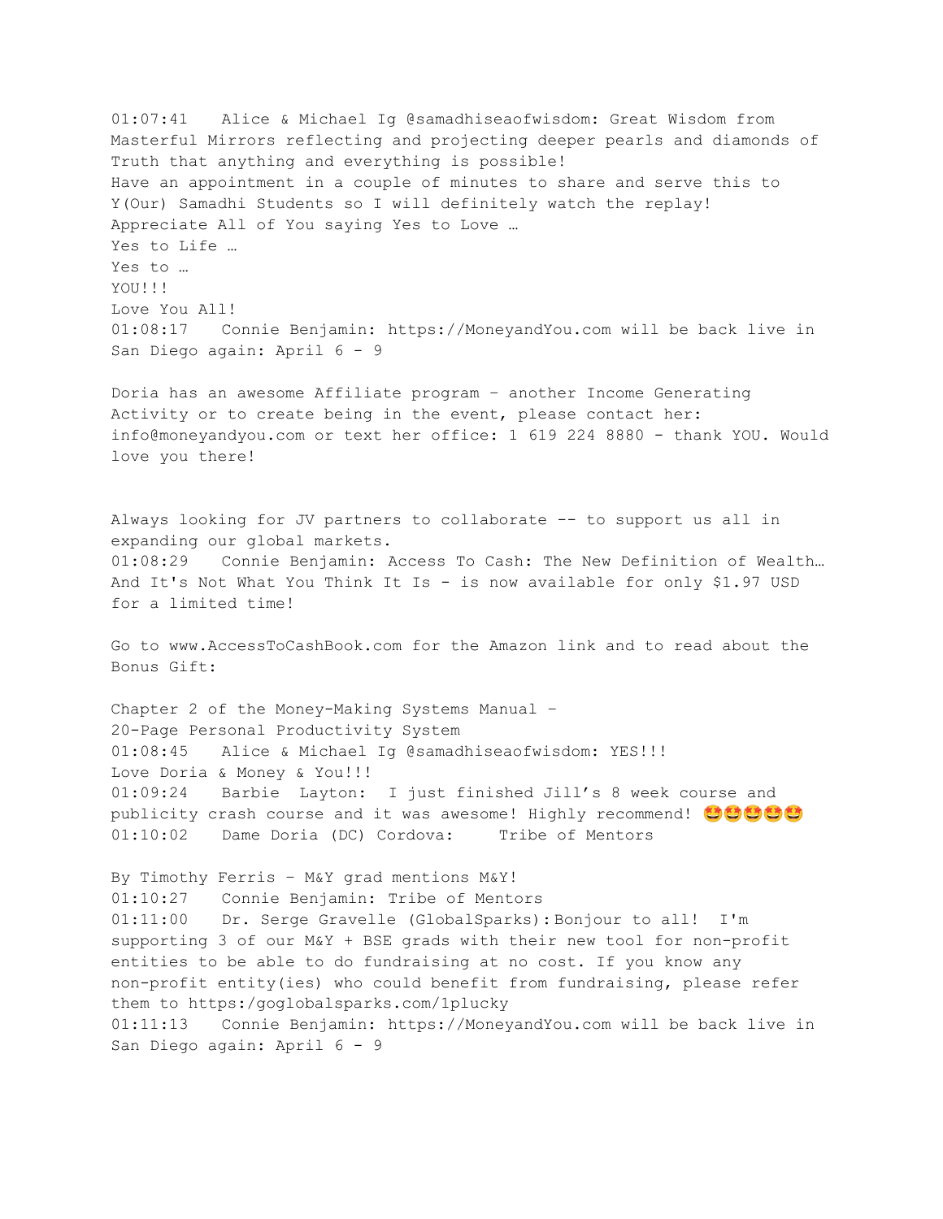01:07:41	Alice & Michael Ig @samadhiseaofwisdom: Great Wisdom from Masterful Mirrors reflecting and projecting deeper pearls and diamonds of Truth that anything and everything is possible!
Have an appointment in a couple of minutes to share and serve this to Y(Our) Samadhi Students so I will definitely watch the replay!
Appreciate All of You saying Yes to Love …
Yes to Life …
Yes to …
YOU!!!
Love You All!
01:08:17	Connie Benjamin: https://MoneyandYou.com will be back live in San Diego again: April 6 - 9

Doria has an awesome Affiliate program – another Income Generating Activity or to create being in the event, please contact her: info@moneyandyou.com or text her office: 1 619 224 8880 - thank YOU. Would love you there!

Always looking for JV partners to collaborate -- to support us all in expanding our global markets.
01:08:29	Connie Benjamin: Access To Cash: The New Definition of Wealth… And It's Not What You Think It Is - is now available for only $1.97 USD for a limited time!

Go to www.AccessToCashBook.com for the Amazon link and to read about the Bonus Gift:

Chapter 2 of the Money-Making Systems Manual –
20-Page Personal Productivity System
01:08:45	Alice & Michael Ig @samadhiseaofwisdom: YES!!!
Love Doria & Money & You!!!
01:09:24	Barbie  Layton:  I just finished Jill's 8 week course and publicity crash course and it was awesome! Highly recommend! 🤩🤩🤩🤩🤩
01:10:02	Dame Doria (DC) Cordova:	Tribe of Mentors

By Timothy Ferris – M&Y grad mentions M&Y!
01:10:27	Connie Benjamin: Tribe of Mentors
01:11:00	Dr. Serge Gravelle (GlobalSparks): Bonjour to all!  I'm supporting 3 of our M&Y + BSE grads with their new tool for non-profit entities to be able to do fundraising at no cost. If you know any non-profit entity(ies) who could benefit from fundraising, please refer them to https:/goglobalsparks.com/1plucky
01:11:13	Connie Benjamin: https://MoneyandYou.com will be back live in San Diego again: April 6 - 9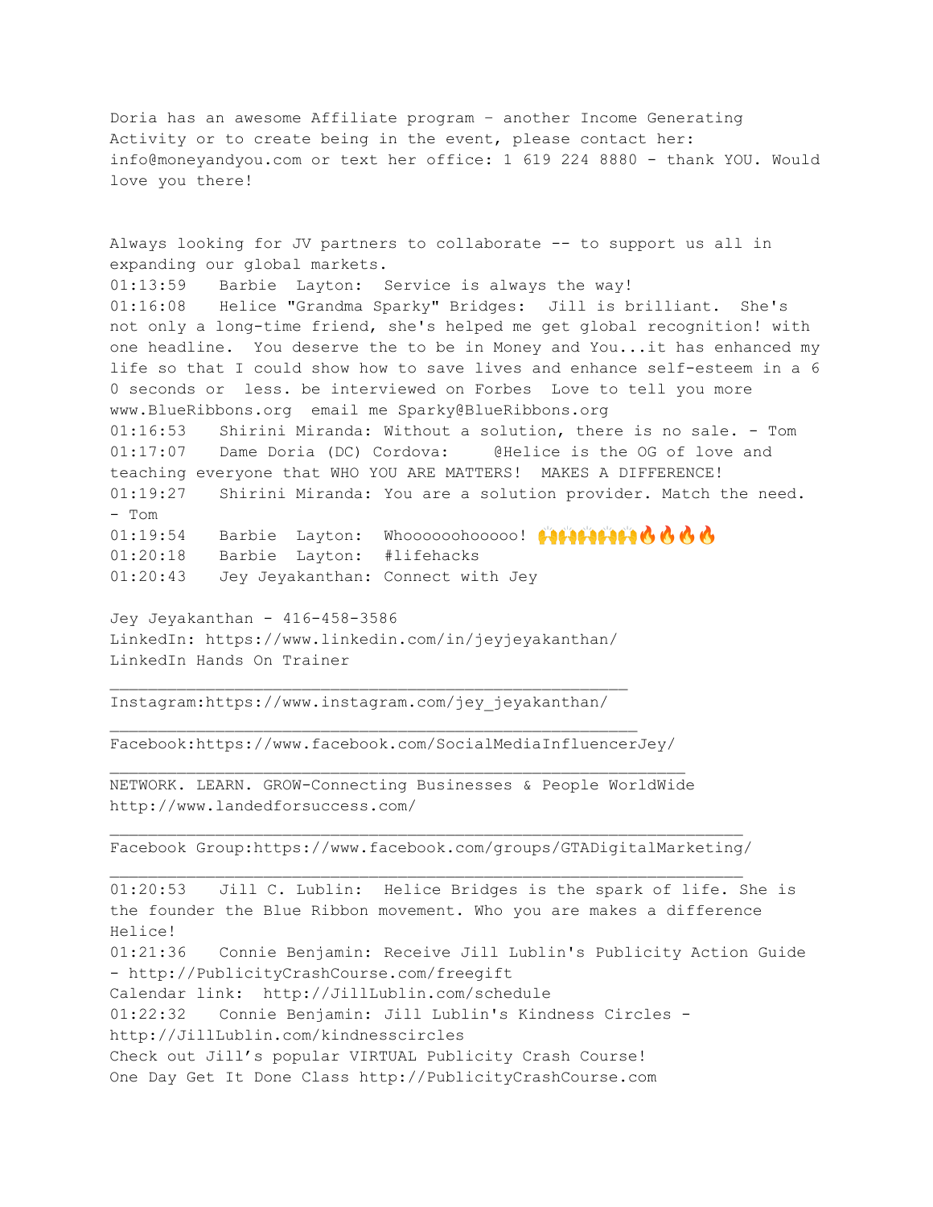Doria has an awesome Affiliate program – another Income Generating Activity or to create being in the event, please contact her: info@moneyandyou.com or text her office: 1 619 224 8880 - thank YOU. Would love you there!

Always looking for JV partners to collaborate -- to support us all in expanding our global markets.

01:13:59 Barbie Layton: Service is always the way!

01:16:08 Helice "Grandma Sparky" Bridges: Jill is brilliant. She's not only a long-time friend, she's helped me get global recognition! with one headline. You deserve the to be in Money and You...it has enhanced my life so that I could show how to save lives and enhance self-esteem in a 6 0 seconds or less. be interviewed on Forbes Love to tell you more www.BlueRibbons.org email me Sparky@BlueRibbons.org

01:16:53 Shirini Miranda: Without a solution, there is no sale. - Tom

01:17:07 Dame Doria (DC) Cordova: @Helice is the OG of love and teaching everyone that WHO YOU ARE MATTERS! MAKES A DIFFERENCE!

01:19:27 Shirini Miranda: You are a solution provider. Match the need. - Tom

01:19:54 Barbie Layton: Whoooooohooooo! 🙌🙌🙌🙌🙌🔥🔥🔥🔥

01:20:18 Barbie Layton: #lifehacks

01:20:43 Jey Jeyakanthan: Connect with Jey

Jey Jeyakanthan - 416-458-3586
LinkedIn: https://www.linkedin.com/in/jeyjeyakanthan/
LinkedIn Hands On Trainer
_______________________________________________________
Instagram:https://www.instagram.com/jey_jeyakanthan/
_______________________________________________________
Facebook:https://www.facebook.com/SocialMediaInfluencerJey/
_______________________________________________________
NETWORK. LEARN. GROW-Connecting Businesses & People WorldWide
http://www.landedforsuccess.com/
_______________________________________________________
Facebook Group:https://www.facebook.com/groups/GTADigitalMarketing/
_______________________________________________________

01:20:53 Jill C. Lublin: Helice Bridges is the spark of life. She is the founder the Blue Ribbon movement. Who you are makes a difference Helice!

01:21:36 Connie Benjamin: Receive Jill Lublin's Publicity Action Guide - http://PublicityCrashCourse.com/freegift
Calendar link: http://JillLublin.com/schedule

01:22:32 Connie Benjamin: Jill Lublin's Kindness Circles - http://JillLublin.com/kindnesscircles
Check out Jill's popular VIRTUAL Publicity Crash Course!
One Day Get It Done Class http://PublicityCrashCourse.com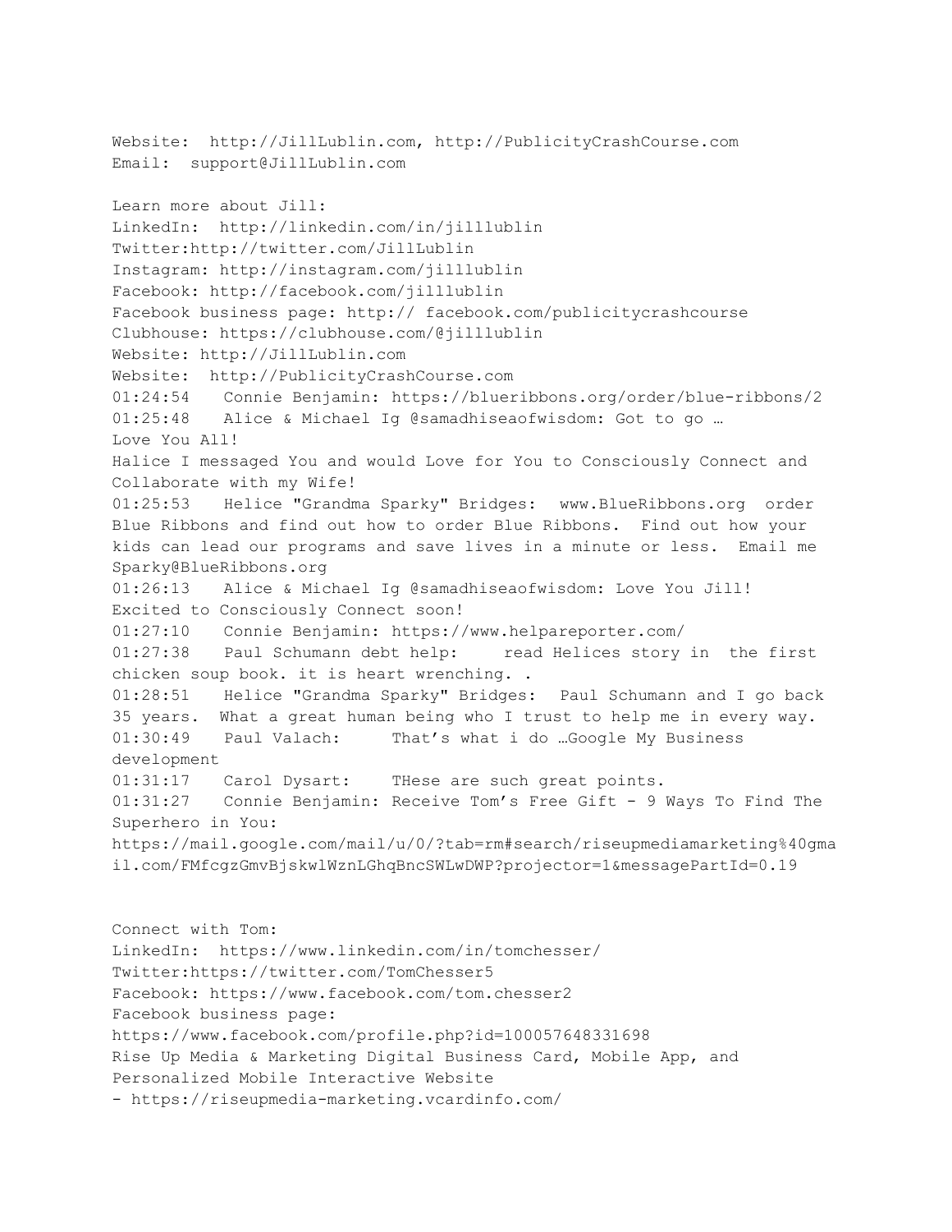Website: http://JillLublin.com, http://PublicityCrashCourse.com
Email: support@JillLublin.com

Learn more about Jill:
LinkedIn: http://linkedin.com/in/jilllublin
Twitter:http://twitter.com/JillLublin
Instagram: http://instagram.com/jilllublin
Facebook: http://facebook.com/jilllublin
Facebook business page: http:// facebook.com/publicitycrashcourse
Clubhouse: https://clubhouse.com/@jilllublin
Website: http://JillLublin.com
Website: http://PublicityCrashCourse.com
01:24:54 Connie Benjamin: https://blueribbons.org/order/blue-ribbons/2
01:25:48 Alice & Michael Ig @samadhiseaofwisdom: Got to go …
Love You All!
Halice I messaged You and would Love for You to Consciously Connect and Collaborate with my Wife!
01:25:53 Helice "Grandma Sparky" Bridges: www.BlueRibbons.org order Blue Ribbons and find out how to order Blue Ribbons. Find out how your kids can lead our programs and save lives in a minute or less. Email me Sparky@BlueRibbons.org
01:26:13 Alice & Michael Ig @samadhiseaofwisdom: Love You Jill!
Excited to Consciously Connect soon!
01:27:10 Connie Benjamin: https://www.helpareporter.com/
01:27:38 Paul Schumann debt help: read Helices story in the first chicken soup book. it is heart wrenching. .
01:28:51 Helice "Grandma Sparky" Bridges: Paul Schumann and I go back 35 years. What a great human being who I trust to help me in every way.
01:30:49 Paul Valach: That's what i do …Google My Business development
01:31:17 Carol Dysart: THese are such great points.
01:31:27 Connie Benjamin: Receive Tom's Free Gift - 9 Ways To Find The Superhero in You:
https://mail.google.com/mail/u/0/?tab=rm#search/riseupmediamarketing%40gmail.com/FMfcgzGmvBjskwlWznLGhqBncSWLwDWP?projector=1&messagePartId=0.19

Connect with Tom:
LinkedIn: https://www.linkedin.com/in/tomchesser/
Twitter:https://twitter.com/TomChesser5
Facebook: https://www.facebook.com/tom.chesser2
Facebook business page:
https://www.facebook.com/profile.php?id=100057648331698
Rise Up Media & Marketing Digital Business Card, Mobile App, and Personalized Mobile Interactive Website
- https://riseupmedia-marketing.vcardinfo.com/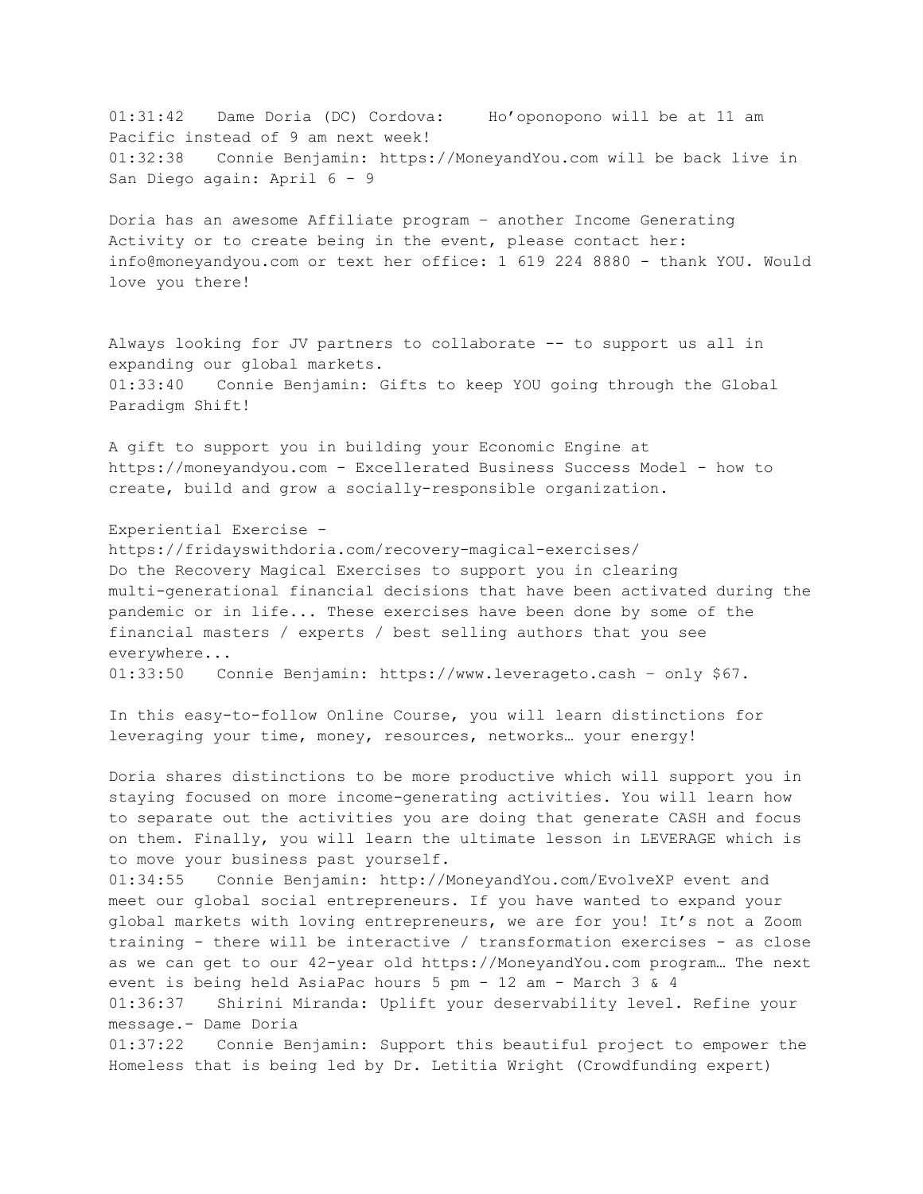01:31:42 Dame Doria (DC) Cordova: Ho'oponopono will be at 11 am Pacific instead of 9 am next week!
01:32:38 Connie Benjamin: https://MoneyandYou.com will be back live in San Diego again: April 6 - 9

Doria has an awesome Affiliate program – another Income Generating Activity or to create being in the event, please contact her: info@moneyandyou.com or text her office: 1 619 224 8880 - thank YOU. Would love you there!

Always looking for JV partners to collaborate -- to support us all in expanding our global markets.
01:33:40 Connie Benjamin: Gifts to keep YOU going through the Global Paradigm Shift!

A gift to support you in building your Economic Engine at https://moneyandyou.com - Excellerated Business Success Model - how to create, build and grow a socially-responsible organization.

Experiential Exercise - https://fridayswithdoria.com/recovery-magical-exercises/
Do the Recovery Magical Exercises to support you in clearing multi-generational financial decisions that have been activated during the pandemic or in life... These exercises have been done by some of the financial masters / experts / best selling authors that you see everywhere...
01:33:50 Connie Benjamin: https://www.leverageto.cash – only $67.

In this easy-to-follow Online Course, you will learn distinctions for leveraging your time, money, resources, networks… your energy!

Doria shares distinctions to be more productive which will support you in staying focused on more income-generating activities. You will learn how to separate out the activities you are doing that generate CASH and focus on them. Finally, you will learn the ultimate lesson in LEVERAGE which is to move your business past yourself.
01:34:55 Connie Benjamin: http://MoneyandYou.com/EvolveXP event and meet our global social entrepreneurs. If you have wanted to expand your global markets with loving entrepreneurs, we are for you! It's not a Zoom training - there will be interactive / transformation exercises - as close as we can get to our 42-year old https://MoneyandYou.com program… The next event is being held AsiaPac hours 5 pm - 12 am - March 3 & 4
01:36:37 Shirini Miranda: Uplift your deservability level. Refine your message.- Dame Doria
01:37:22 Connie Benjamin: Support this beautiful project to empower the Homeless that is being led by Dr. Letitia Wright (Crowdfunding expert)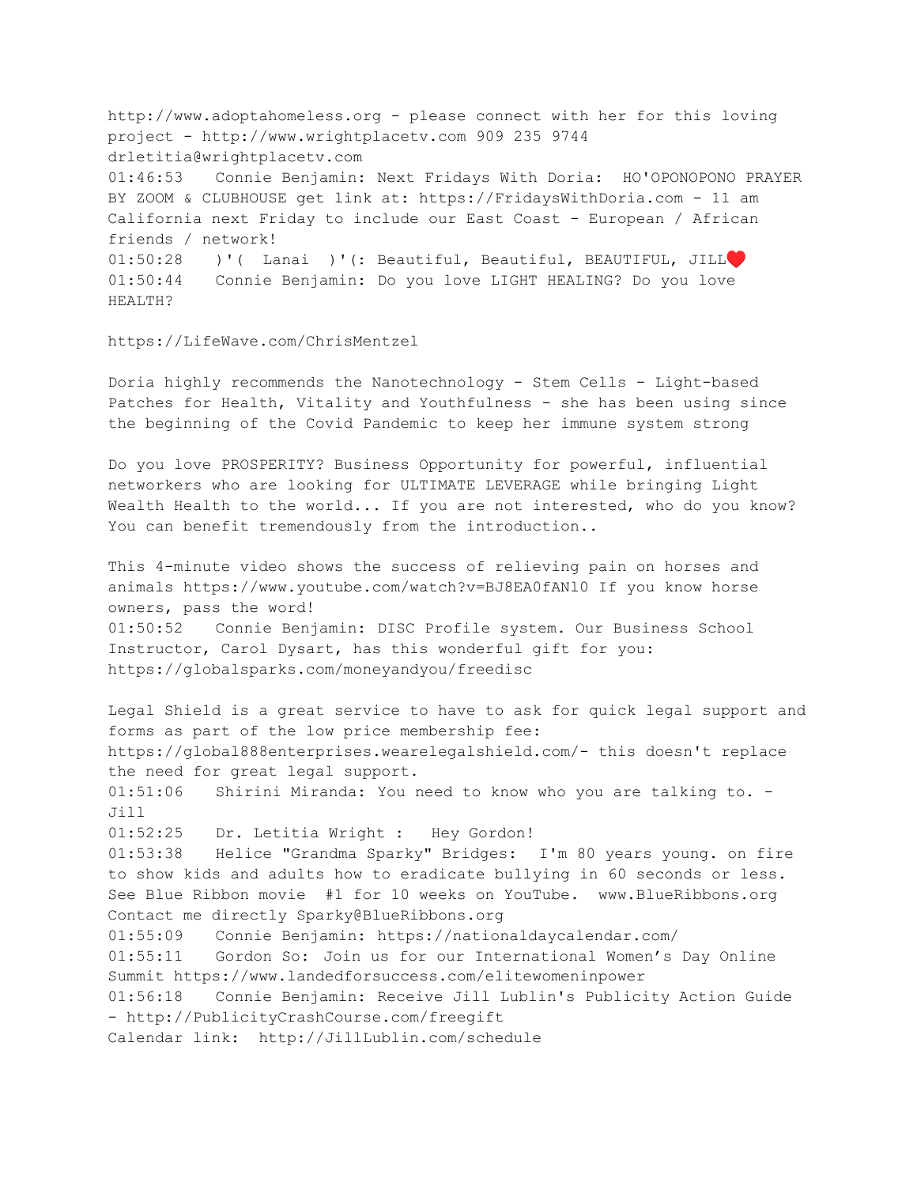http://www.adoptahomeless.org - please connect with her for this loving project - http://www.wrightplacetv.com 909 235 9744 drletitia@wrightplacetv.com
01:46:53 Connie Benjamin: Next Fridays With Doria: HO'OPONOPONO PRAYER BY ZOOM & CLUBHOUSE get link at: https://FridaysWithDoria.com - 11 am California next Friday to include our East Coast - European / African friends / network!
01:50:28 )'( Lanai )'(: Beautiful, Beautiful, BEAUTIFUL, JILL❤️
01:50:44 Connie Benjamin: Do you love LIGHT HEALING? Do you love HEALTH?

https://LifeWave.com/ChrisMentzel

Doria highly recommends the Nanotechnology - Stem Cells - Light-based Patches for Health, Vitality and Youthfulness - she has been using since the beginning of the Covid Pandemic to keep her immune system strong

Do you love PROSPERITY? Business Opportunity for powerful, influential networkers who are looking for ULTIMATE LEVERAGE while bringing Light Wealth Health to the world... If you are not interested, who do you know? You can benefit tremendously from the introduction..

This 4-minute video shows the success of relieving pain on horses and animals https://www.youtube.com/watch?v=BJ8EA0fANl0 If you know horse owners, pass the word!
01:50:52 Connie Benjamin: DISC Profile system. Our Business School Instructor, Carol Dysart, has this wonderful gift for you: https://globalsparks.com/moneyandyou/freedisc

Legal Shield is a great service to have to ask for quick legal support and forms as part of the low price membership fee: https://global888enterprises.wearelegalshield.com/- this doesn't replace the need for great legal support.
01:51:06 Shirini Miranda: You need to know who you are talking to. - Jill
01:52:25 Dr. Letitia Wright : Hey Gordon!
01:53:38 Helice "Grandma Sparky" Bridges: I'm 80 years young. on fire to show kids and adults how to eradicate bullying in 60 seconds or less. See Blue Ribbon movie #1 for 10 weeks on YouTube. www.BlueRibbons.org Contact me directly Sparky@BlueRibbons.org
01:55:09 Connie Benjamin: https://nationaldaycalendar.com/
01:55:11 Gordon So: Join us for our International Women's Day Online Summit https://www.landedforsuccess.com/elitewomeninpower
01:56:18 Connie Benjamin: Receive Jill Lublin's Publicity Action Guide - http://PublicityCrashCourse.com/freegift
Calendar link: http://JillLublin.com/schedule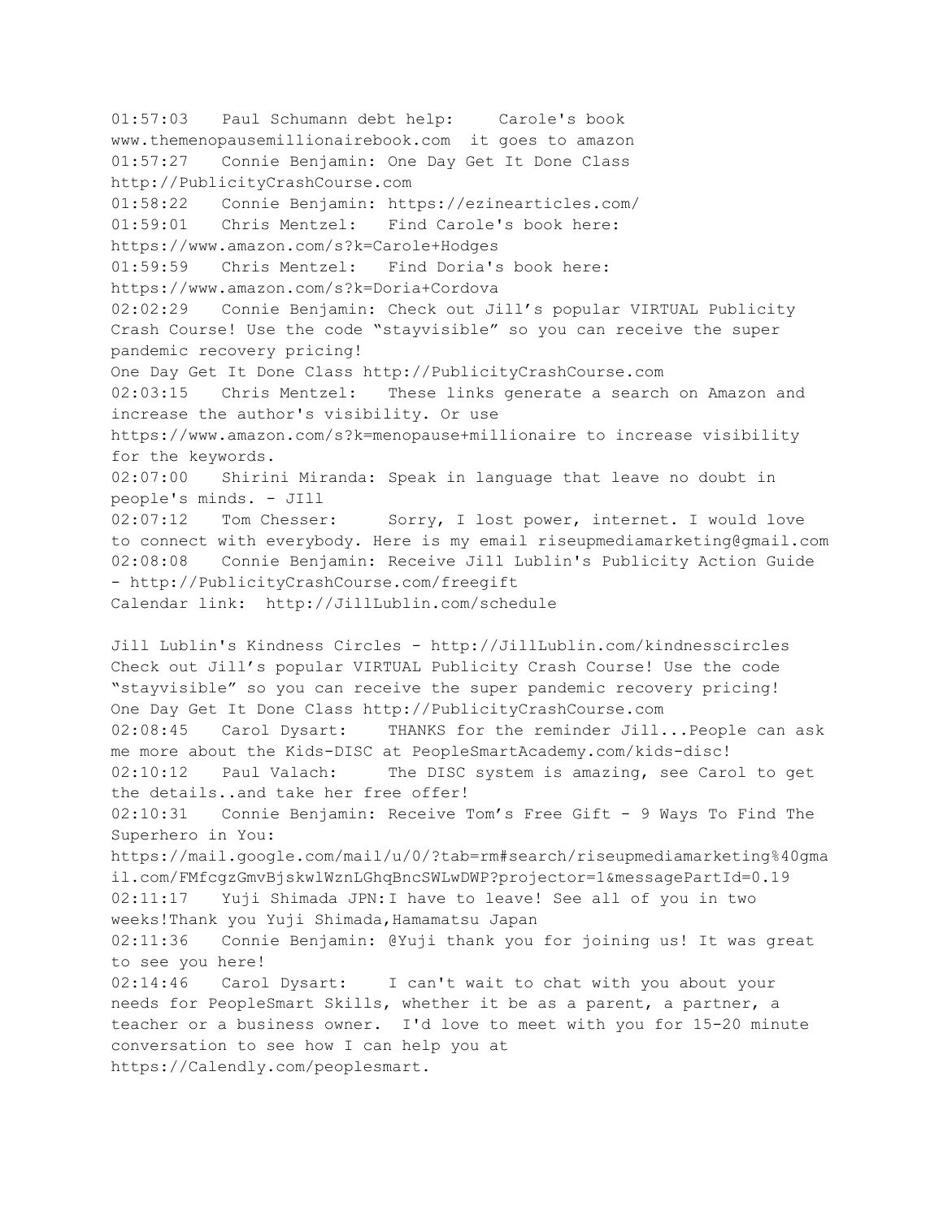01:57:03	Paul Schumann debt help:	Carole's book www.themenopausemillionairebook.com  it goes to amazon
01:57:27	Connie Benjamin: One Day Get It Done Class http://PublicityCrashCourse.com
01:58:22	Connie Benjamin: https://ezinearticles.com/
01:59:01	Chris Mentzel:	Find Carole's book here: https://www.amazon.com/s?k=Carole+Hodges
01:59:59	Chris Mentzel:	Find Doria's book here: https://www.amazon.com/s?k=Doria+Cordova
02:02:29	Connie Benjamin: Check out Jill's popular VIRTUAL Publicity Crash Course! Use the code "stayvisible" so you can receive the super pandemic recovery pricing!
One Day Get It Done Class http://PublicityCrashCourse.com
02:03:15	Chris Mentzel:	These links generate a search on Amazon and increase the author's visibility. Or use https://www.amazon.com/s?k=menopause+millionaire to increase visibility for the keywords.
02:07:00	Shirini Miranda: Speak in language that leave no doubt in people's minds. - JIll
02:07:12	Tom Chesser:	Sorry, I lost power, internet. I would love to connect with everybody. Here is my email riseupmediamarketing@gmail.com
02:08:08	Connie Benjamin: Receive Jill Lublin's Publicity Action Guide - http://PublicityCrashCourse.com/freegift
Calendar link:  http://JillLublin.com/schedule

Jill Lublin's Kindness Circles - http://JillLublin.com/kindnesscircles
Check out Jill's popular VIRTUAL Publicity Crash Course! Use the code "stayvisible" so you can receive the super pandemic recovery pricing!
One Day Get It Done Class http://PublicityCrashCourse.com
02:08:45	Carol Dysart:	THANKS for the reminder Jill...People can ask me more about the Kids-DISC at PeopleSmartAcademy.com/kids-disc!
02:10:12	Paul Valach:	The DISC system is amazing, see Carol to get the details..and take her free offer!
02:10:31	Connie Benjamin: Receive Tom's Free Gift - 9 Ways To Find The Superhero in You: https://mail.google.com/mail/u/0/?tab=rm#search/riseupmediamarketing%40gmail.com/FMfcgzGmvBjskwlWznLGhqBncSWLwDWP?projector=1&messagePartId=0.19
02:11:17	Yuji Shimada JPN:I have to leave! See all of you in two weeks!Thank you Yuji Shimada,Hamamatsu Japan
02:11:36	Connie Benjamin: @Yuji thank you for joining us! It was great to see you here!
02:14:46	Carol Dysart:	I can't wait to chat with you about your needs for PeopleSmart Skills, whether it be as a parent, a partner, a teacher or a business owner.  I'd love to meet with you for 15-20 minute conversation to see how I can help you at https://Calendly.com/peoplesmart.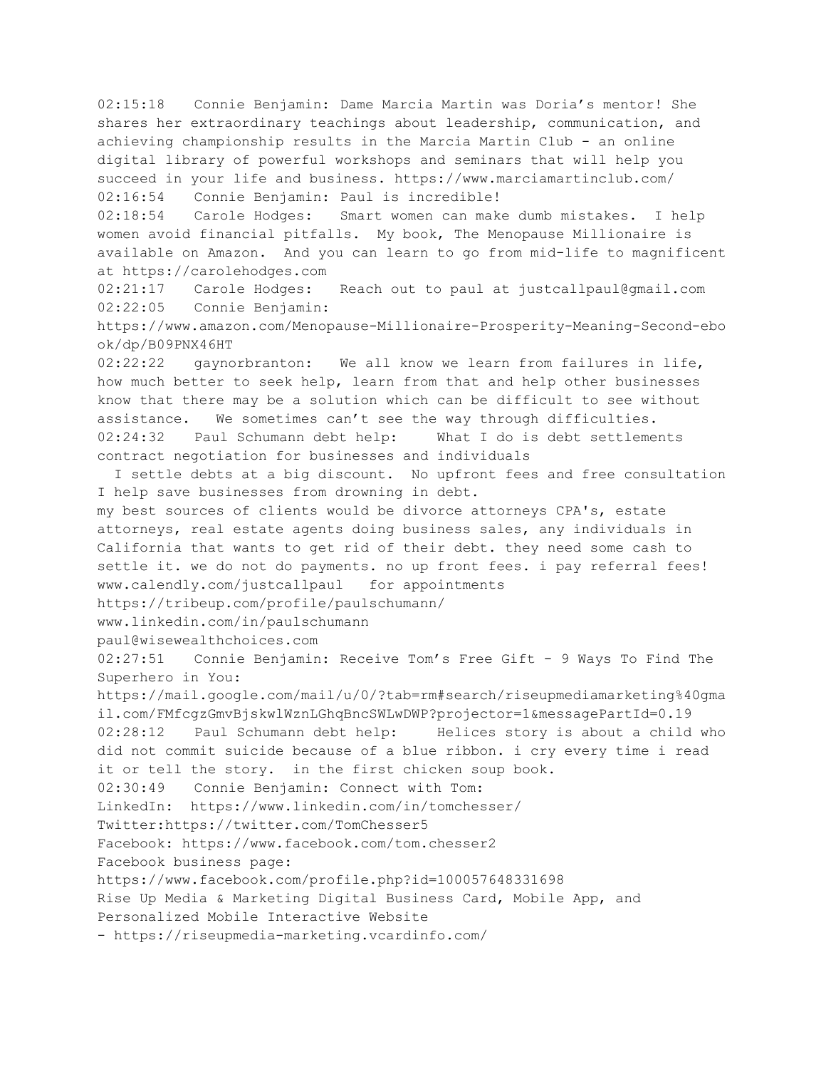02:15:18 Connie Benjamin: Dame Marcia Martin was Doria's mentor! She shares her extraordinary teachings about leadership, communication, and achieving championship results in the Marcia Martin Club - an online digital library of powerful workshops and seminars that will help you succeed in your life and business. https://www.marciamartinclub.com/

02:16:54 Connie Benjamin: Paul is incredible!

02:18:54 Carole Hodges: Smart women can make dumb mistakes. I help women avoid financial pitfalls. My book, The Menopause Millionaire is available on Amazon. And you can learn to go from mid-life to magnificent at https://carolehodges.com

02:21:17 Carole Hodges: Reach out to paul at justcallpaul@gmail.com

02:22:05 Connie Benjamin:
https://www.amazon.com/Menopause-Millionaire-Prosperity-Meaning-Second-ebook/dp/B09PNX46HT

02:22:22 gaynorbranton: We all know we learn from failures in life, how much better to seek help, learn from that and help other businesses know that there may be a solution which can be difficult to see without assistance. We sometimes can't see the way through difficulties.

02:24:32 Paul Schumann debt help: What I do is debt settlements contract negotiation for businesses and individuals
I settle debts at a big discount. No upfront fees and free consultation I help save businesses from drowning in debt.
my best sources of clients would be divorce attorneys CPA's, estate attorneys, real estate agents doing business sales, any individuals in California that wants to get rid of their debt. they need some cash to settle it. we do not do payments. no up front fees. i pay referral fees!
www.calendly.com/justcallpaul for appointments
https://tribeup.com/profile/paulschumann/
www.linkedin.com/in/paulschumann
paul@wisewealthchoices.com

02:27:51 Connie Benjamin: Receive Tom's Free Gift - 9 Ways To Find The Superhero in You:
https://mail.google.com/mail/u/0/?tab=rm#search/riseupmediamarketing%40gmail.com/FMfcgzGmvBjskwlWznLGhqBncSWLwDWP?projector=1&messagePartId=0.19

02:28:12 Paul Schumann debt help: Helices story is about a child who did not commit suicide because of a blue ribbon. i cry every time i read it or tell the story. in the first chicken soup book.

02:30:49 Connie Benjamin: Connect with Tom:
LinkedIn: https://www.linkedin.com/in/tomchesser/
Twitter:https://twitter.com/TomChesser5
Facebook: https://www.facebook.com/tom.chesser2
Facebook business page:
https://www.facebook.com/profile.php?id=100057648331698
Rise Up Media & Marketing Digital Business Card, Mobile App, and Personalized Mobile Interactive Website
- https://riseupmedia-marketing.vcardinfo.com/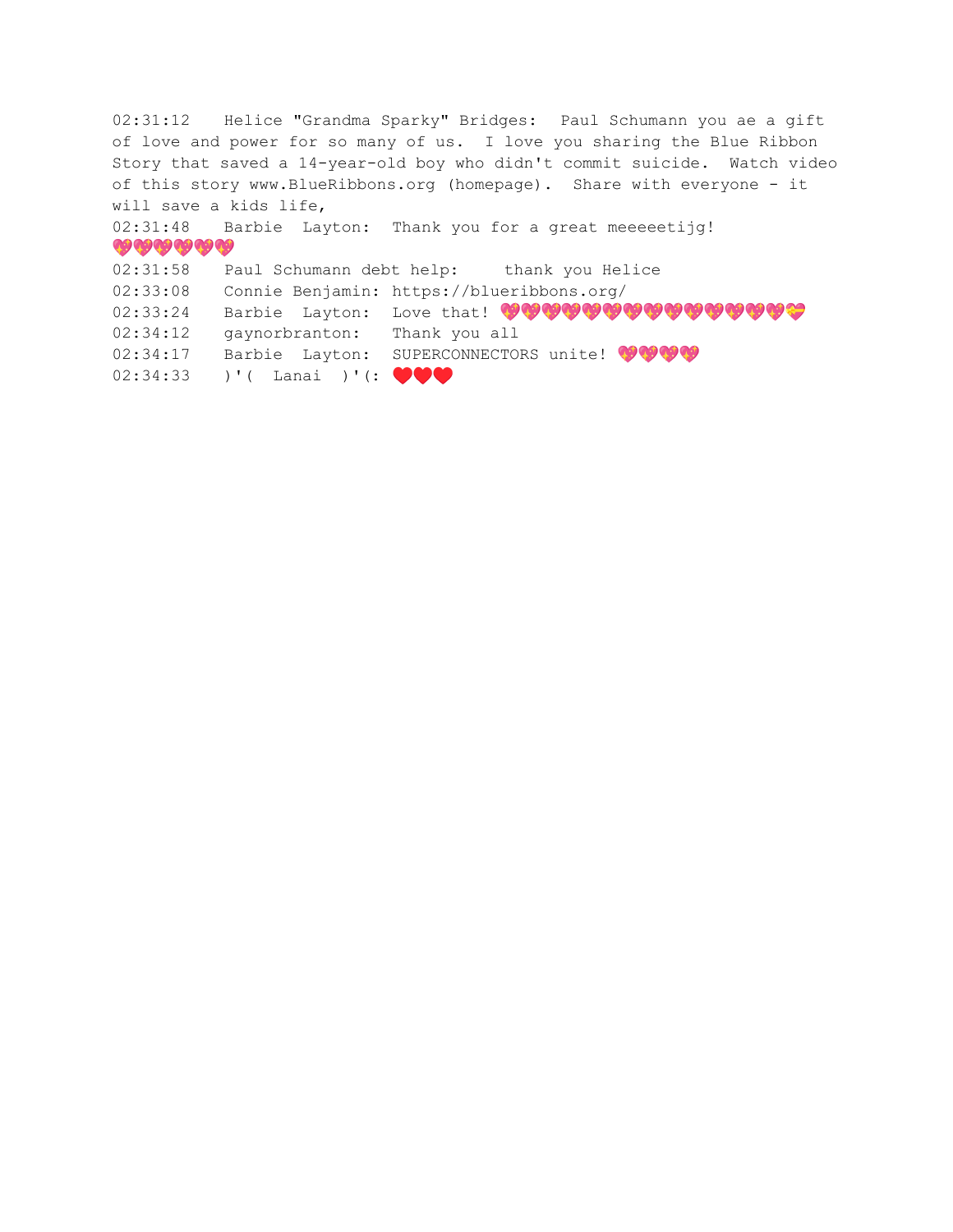02:31:12 Helice "Grandma Sparky" Bridges: Paul Schumann you ae a gift of love and power for so many of us. I love you sharing the Blue Ribbon Story that saved a 14-year-old boy who didn't commit suicide. Watch video of this story www.BlueRibbons.org (homepage). Share with everyone - it will save a kids life,

02:31:48 Barbie Layton: Thank you for a great meeeeetijg! 💖💖💖💖💖💖

02:31:58 Paul Schumann debt help: thank you Helice

02:33:08 Connie Benjamin: https://blueribbons.org/

02:33:24 Barbie Layton: Love that! 💖💖💖💖💖💖💖💖💖💖💖💖💖💖💖💝

02:34:12 gaynorbranton: Thank you all

02:34:17 Barbie Layton: SUPERCONNECTORS unite! 💖💖💖💖

02:34:33 )'( Lanai )'(: ❤️❤️❤️